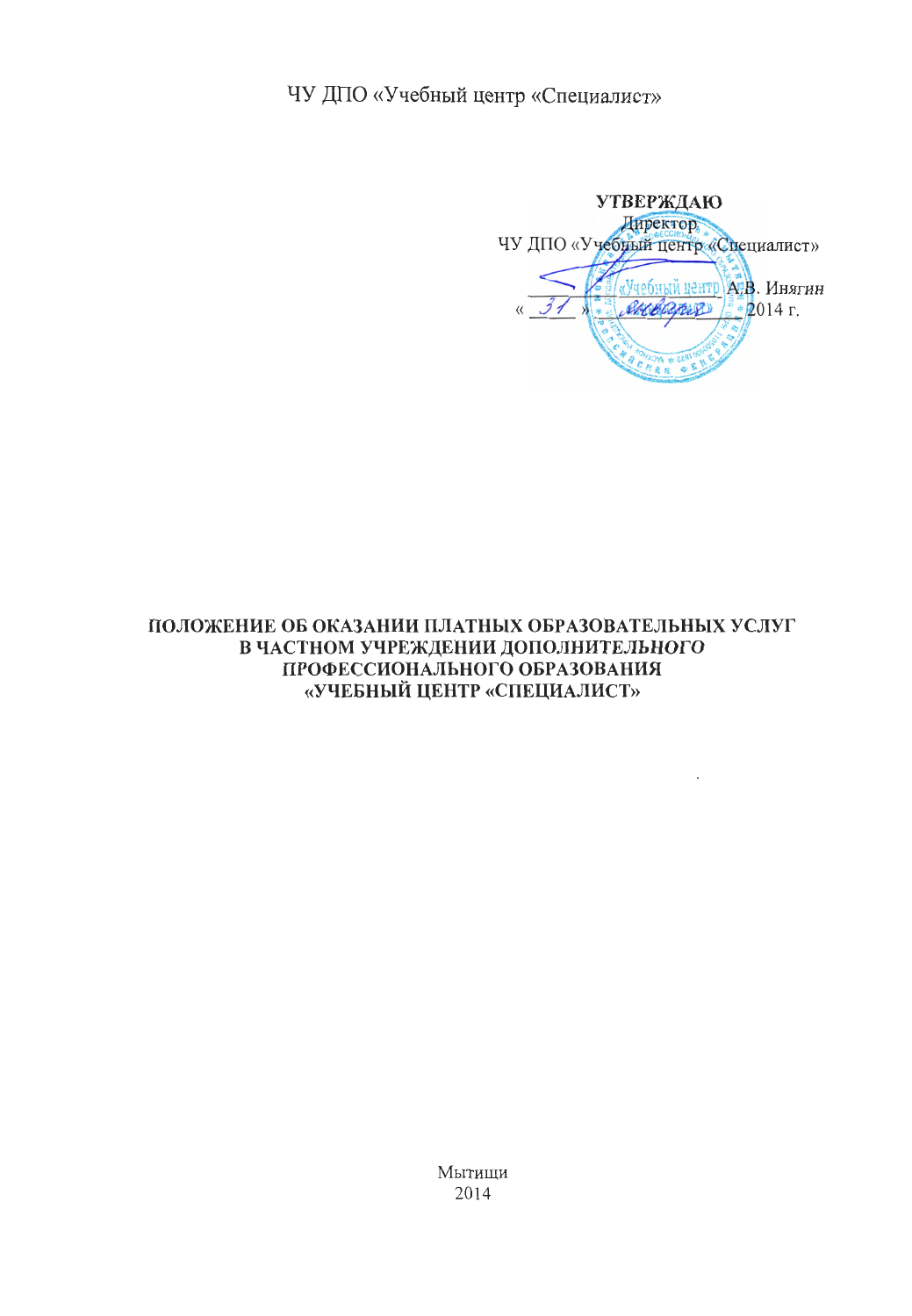ЧУ ДПО «Учебный центр «Специалист»

**УТВЕРЖДАЮ**
Директор
ЧУ ДПО «Учебный центр «Специалист»

_______________ А.В. Инягин
« 31 » января 2014 г.

# ПОЛОЖЕНИЕ ОБ ОКАЗАНИИ ПЛАТНЫХ ОБРАЗОВАТЕЛЬНЫХ УСЛУГ В ЧАСТНОМ УЧРЕЖДЕНИИ ДОПОЛНИТЕЛЬНОГО ПРОФЕССИОНАЛЬНОГО ОБРАЗОВАНИЯ «УЧЕБНЫЙ ЦЕНТР «СПЕЦИАЛИСТ»

Мытищи
2014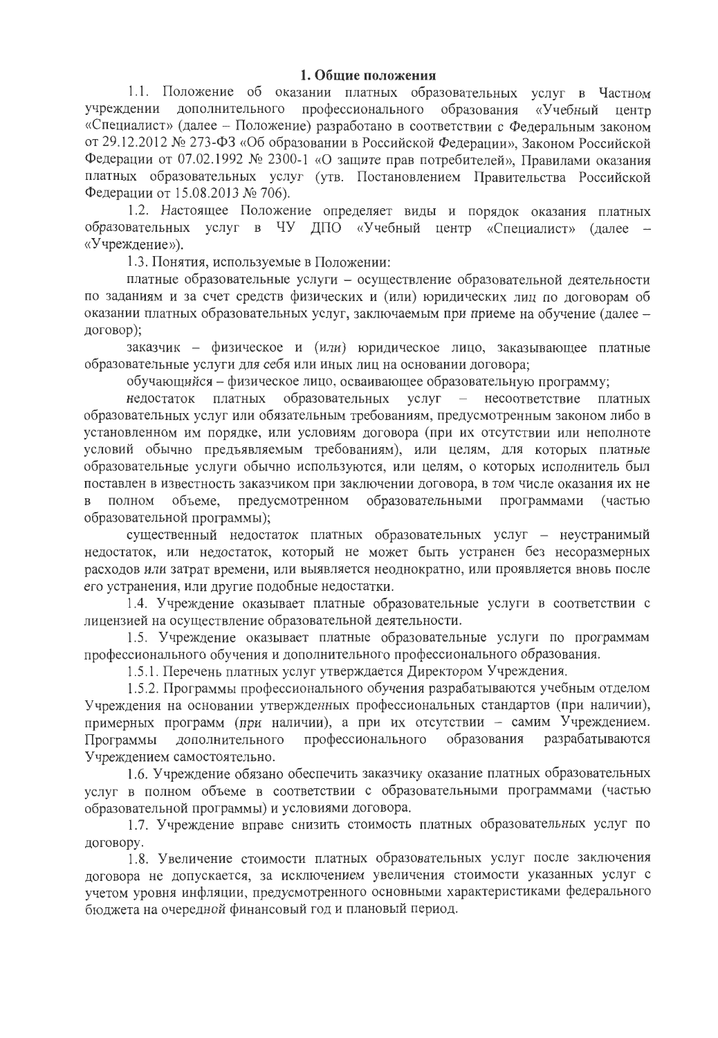## 1. Общие положения

1.1. Положение об оказании платных образовательных услуг в Частном учреждении дополнительного профессионального образования «Учебный центр «Специалист» (далее – Положение) разработано в соответствии с Федеральным законом от 29.12.2012 № 273-ФЗ «Об образовании в Российской Федерации», Законом Российской Федерации от 07.02.1992 № 2300-1 «О защите прав потребителей», Правилами оказания платных образовательных услуг (утв. Постановлением Правительства Российской Федерации от 15.08.2013 № 706).

1.2. Настоящее Положение определяет виды и порядок оказания платных образовательных услуг в ЧУ ДПО «Учебный центр «Специалист» (далее – «Учреждение»).

1.3. Понятия, используемые в Положении:

платные образовательные услуги – осуществление образовательной деятельности по заданиям и за счет средств физических и (или) юридических лиц по договорам об оказании платных образовательных услуг, заключаемым при приеме на обучение (далее – договор);

заказчик – физическое и (или) юридическое лицо, заказывающее платные образовательные услуги для себя или иных лиц на основании договора;

обучающийся – физическое лицо, осваивающее образовательную программу;

недостаток платных образовательных услуг – несоответствие платных образовательных услуг или обязательным требованиям, предусмотренным законом либо в установленном им порядке, или условиям договора (при их отсутствии или неполноте условий обычно предъявляемым требованиям), или целям, для которых платные образовательные услуги обычно используются, или целям, о которых исполнитель был поставлен в известность заказчиком при заключении договора, в том числе оказания их не в полном объеме, предусмотренном образовательными программами (частью образовательной программы);

существенный недостаток платных образовательных услуг – неустранимый недостаток, или недостаток, который не может быть устранен без несоразмерных расходов или затрат времени, или выявляется неоднократно, или проявляется вновь после его устранения, или другие подобные недостатки.

1.4. Учреждение оказывает платные образовательные услуги в соответствии с лицензией на осуществление образовательной деятельности.

1.5. Учреждение оказывает платные образовательные услуги по программам профессионального обучения и дополнительного профессионального образования.

1.5.1. Перечень платных услуг утверждается Директором Учреждения.

1.5.2. Программы профессионального обучения разрабатываются учебным отделом Учреждения на основании утвержденных профессиональных стандартов (при наличии), примерных программ (при наличии), а при их отсутствии – самим Учреждением. Программы дополнительного профессионального образования разрабатываются Учреждением самостоятельно.

1.6. Учреждение обязано обеспечить заказчику оказание платных образовательных услуг в полном объеме в соответствии с образовательными программами (частью образовательной программы) и условиями договора.

1.7. Учреждение вправе снизить стоимость платных образовательных услуг по договору.

1.8. Увеличение стоимости платных образовательных услуг после заключения договора не допускается, за исключением увеличения стоимости указанных услуг с учетом уровня инфляции, предусмотренного основными характеристиками федерального бюджета на очередной финансовый год и плановый период.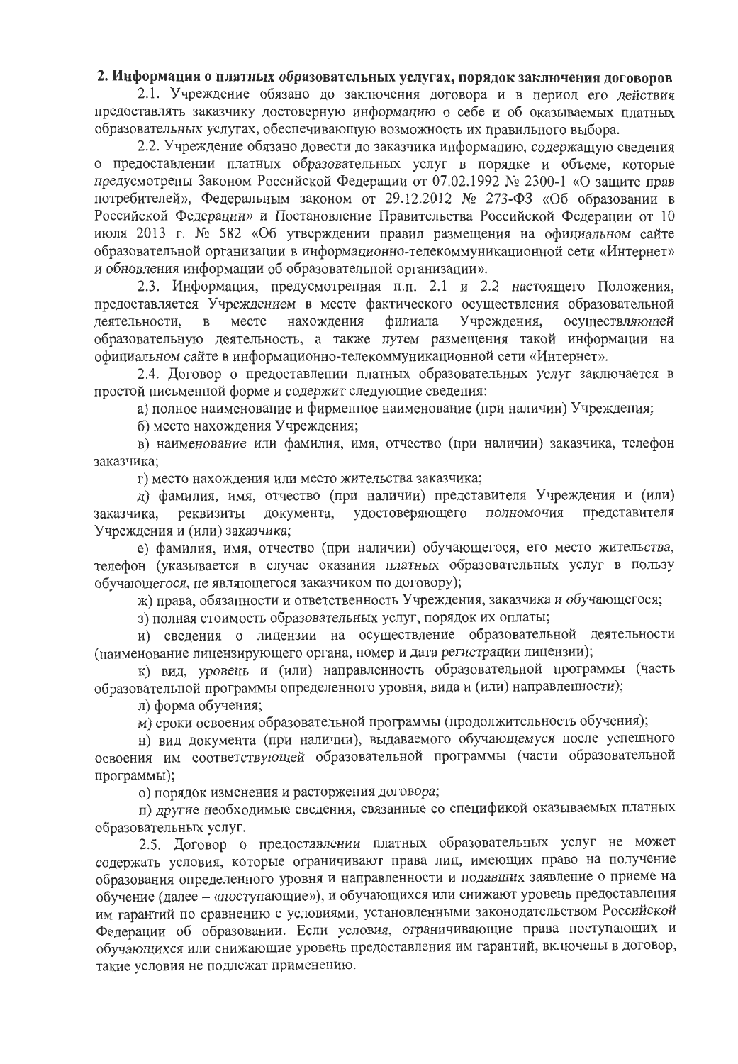## 2. Информация о платных образовательных услугах, порядок заключения договоров

2.1. Учреждение обязано до заключения договора и в период его действия предоставлять заказчику достоверную информацию о себе и об оказываемых платных образовательных услугах, обеспечивающую возможность их правильного выбора.

2.2. Учреждение обязано довести до заказчика информацию, содержащую сведения о предоставлении платных образовательных услуг в порядке и объеме, которые предусмотрены Законом Российской Федерации от 07.02.1992 № 2300-1 «О защите прав потребителей», Федеральным законом от 29.12.2012 № 273-ФЗ «Об образовании в Российской Федерации» и Постановление Правительства Российской Федерации от 10 июля 2013 г. № 582 «Об утверждении правил размещения на официальном сайте образовательной организации в информационно-телекоммуникационной сети «Интернет» и обновления информации об образовательной организации».

2.3. Информация, предусмотренная п.п. 2.1 и 2.2 настоящего Положения, предоставляется Учреждением в месте фактического осуществления образовательной деятельности, в месте нахождения филиала Учреждения, осуществляющей образовательную деятельность, а также путем размещения такой информации на официальном сайте в информационно-телекоммуникационной сети «Интернет».

2.4. Договор о предоставлении платных образовательных услуг заключается в простой письменной форме и содержит следующие сведения:

а) полное наименование и фирменное наименование (при наличии) Учреждения;

б) место нахождения Учреждения;

в) наименование или фамилия, имя, отчество (при наличии) заказчика, телефон заказчика;

г) место нахождения или место жительства заказчика;

д) фамилия, имя, отчество (при наличии) представителя Учреждения и (или) заказчика, реквизиты документа, удостоверяющего полномочия представителя Учреждения и (или) заказчика;

е) фамилия, имя, отчество (при наличии) обучающегося, его место жительства, телефон (указывается в случае оказания платных образовательных услуг в пользу обучающегося, не являющегося заказчиком по договору);

ж) права, обязанности и ответственность Учреждения, заказчика и обучающегося;

з) полная стоимость образовательных услуг, порядок их оплаты;

и) сведения о лицензии на осуществление образовательной деятельности (наименование лицензирующего органа, номер и дата регистрации лицензии);

к) вид, уровень и (или) направленность образовательной программы (часть образовательной программы определенного уровня, вида и (или) направленности);

л) форма обучения;

м) сроки освоения образовательной программы (продолжительность обучения);

н) вид документа (при наличии), выдаваемого обучающемуся после успешного освоения им соответствующей образовательной программы (части образовательной программы);

о) порядок изменения и расторжения договора;

п) другие необходимые сведения, связанные со спецификой оказываемых платных образовательных услуг.

2.5. Договор о предоставлении платных образовательных услуг не может содержать условия, которые ограничивают права лиц, имеющих право на получение образования определенного уровня и направленности и подавших заявление о приеме на обучение (далее – «поступающие»), и обучающихся или снижают уровень предоставления им гарантий по сравнению с условиями, установленными законодательством Российской Федерации об образовании. Если условия, ограничивающие права поступающих и обучающихся или снижающие уровень предоставления им гарантий, включены в договор, такие условия не подлежат применению.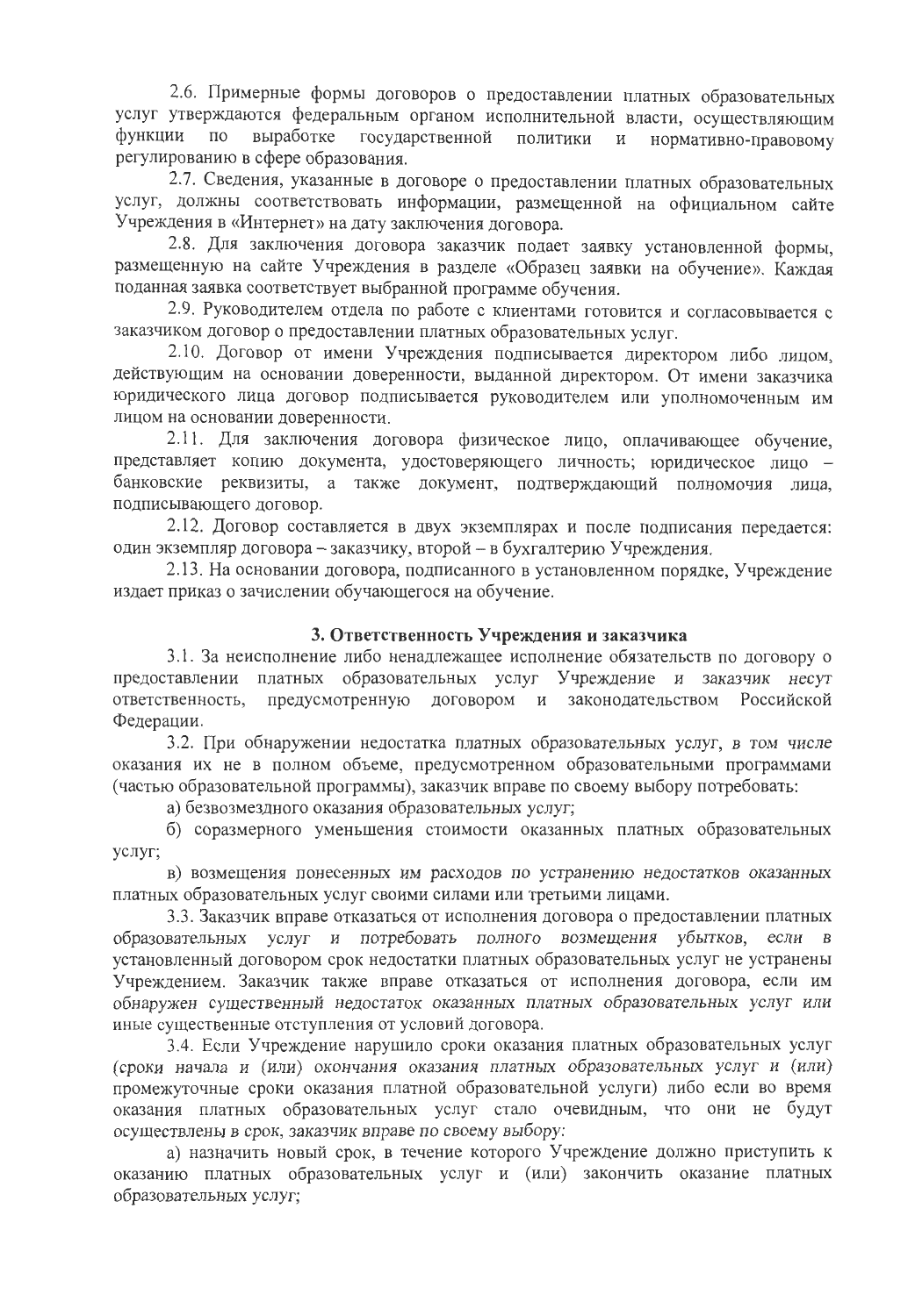2.6. Примерные формы договоров о предоставлении платных образовательных услуг утверждаются федеральным органом исполнительной власти, осуществляющим функции по выработке государственной политики и нормативно-правовому регулированию в сфере образования.

2.7. Сведения, указанные в договоре о предоставлении платных образовательных услуг, должны соответствовать информации, размещенной на официальном сайте Учреждения в «Интернет» на дату заключения договора.

2.8. Для заключения договора заказчик подает заявку установленной формы, размещенную на сайте Учреждения в разделе «Образец заявки на обучение». Каждая поданная заявка соответствует выбранной программе обучения.

2.9. Руководителем отдела по работе с клиентами готовится и согласовывается с заказчиком договор о предоставлении платных образовательных услуг.

2.10. Договор от имени Учреждения подписывается директором либо лицом, действующим на основании доверенности, выданной директором. От имени заказчика юридического лица договор подписывается руководителем или уполномоченным им лицом на основании доверенности.

2.11. Для заключения договора физическое лицо, оплачивающее обучение, представляет копию документа, удостоверяющего личность; юридическое лицо – банковские реквизиты, а также документ, подтверждающий полномочия лица, подписывающего договор.

2.12. Договор составляется в двух экземплярах и после подписания передается: один экземпляр договора – заказчику, второй – в бухгалтерию Учреждения.

2.13. На основании договора, подписанного в установленном порядке, Учреждение издает приказ о зачислении обучающегося на обучение.

## 3. Ответственность Учреждения и заказчика

3.1. За неисполнение либо ненадлежащее исполнение обязательств по договору о предоставлении платных образовательных услуг Учреждение и заказчик несут ответственность, предусмотренную договором и законодательством Российской Федерации.

3.2. При обнаружении недостатка платных образовательных услуг, в том числе оказания их не в полном объеме, предусмотренном образовательными программами (частью образовательной программы), заказчик вправе по своему выбору потребовать:

а) безвозмездного оказания образовательных услуг;

б) соразмерного уменьшения стоимости оказанных платных образовательных услуг;

в) возмещения понесенных им расходов по устранению недостатков оказанных платных образовательных услуг своими силами или третьими лицами.

3.3. Заказчик вправе отказаться от исполнения договора о предоставлении платных образовательных услуг и потребовать полного возмещения убытков, если в установленный договором срок недостатки платных образовательных услуг не устранены Учреждением. Заказчик также вправе отказаться от исполнения договора, если им обнаружен существенный недостаток оказанных платных образовательных услуг или иные существенные отступления от условий договора.

3.4. Если Учреждение нарушило сроки оказания платных образовательных услуг (сроки начала и (или) окончания оказания платных образовательных услуг и (или) промежуточные сроки оказания платной образовательной услуги) либо если во время оказания платных образовательных услуг стало очевидным, что они не будут осуществлены в срок, заказчик вправе по своему выбору:

а) назначить новый срок, в течение которого Учреждение должно приступить к оказанию платных образовательных услуг и (или) закончить оказание платных образовательных услуг;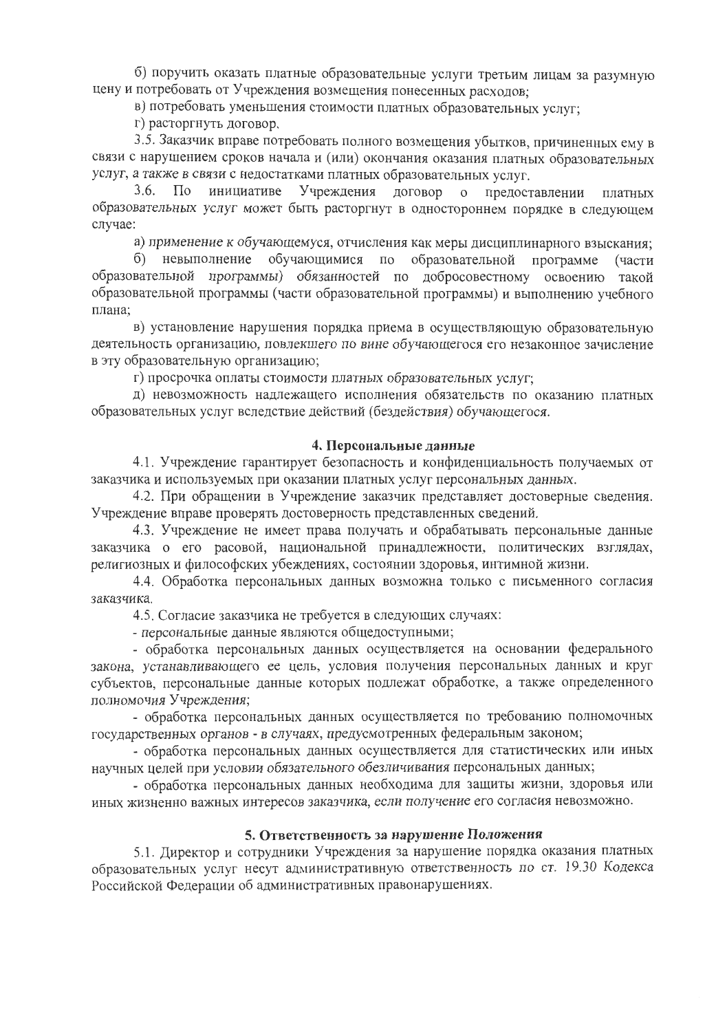б) поручить оказать платные образовательные услуги третьим лицам за разумную цену и потребовать от Учреждения возмещения понесенных расходов;

в) потребовать уменьшения стоимости платных образовательных услуг;

г) расторгнуть договор.

3.5. Заказчик вправе потребовать полного возмещения убытков, причиненных ему в связи с нарушением сроков начала и (или) окончания оказания платных образовательных услуг, а также в связи с недостатками платных образовательных услуг.

3.6. По инициативе Учреждения договор о предоставлении платных образовательных услуг может быть расторгнут в одностороннем порядке в следующем случае:

а) применение к обучающемуся, отчисления как меры дисциплинарного взыскания;

б) невыполнение обучающимся по образовательной программе (части образовательной программы) обязанностей по добросовестному освоению такой образовательной программы (части образовательной программы) и выполнению учебного плана;

в) установление нарушения порядка приема в осуществляющую образовательную деятельность организацию, повлекшего по вине обучающегося его незаконное зачисление в эту образовательную организацию;

г) просрочка оплаты стоимости платных образовательных услуг;

д) невозможность надлежащего исполнения обязательств по оказанию платных образовательных услуг вследствие действий (бездействия) обучающегося.

## 4. Персональные данные

4.1. Учреждение гарантирует безопасность и конфиденциальность получаемых от заказчика и используемых при оказании платных услуг персональных данных.

4.2. При обращении в Учреждение заказчик представляет достоверные сведения. Учреждение вправе проверять достоверность представленных сведений.

4.3. Учреждение не имеет права получать и обрабатывать персональные данные заказчика о его расовой, национальной принадлежности, политических взглядах, религиозных и философских убеждениях, состоянии здоровья, интимной жизни.

4.4. Обработка персональных данных возможна только с письменного согласия заказчика.

4.5. Согласие заказчика не требуется в следующих случаях:

- персональные данные являются общедоступными;
- обработка персональных данных осуществляется на основании федерального закона, устанавливающего ее цель, условия получения персональных данных и круг субъектов, персональные данные которых подлежат обработке, а также определенного полномочия Учреждения;
- обработка персональных данных осуществляется по требованию полномочных государственных органов - в случаях, предусмотренных федеральным законом;
- обработка персональных данных осуществляется для статистических или иных научных целей при условии обязательного обезличивания персональных данных;
- обработка персональных данных необходима для защиты жизни, здоровья или иных жизненно важных интересов заказчика, если получение его согласия невозможно.

## 5. Ответственность за нарушение Положения

5.1. Директор и сотрудники Учреждения за нарушение порядка оказания платных образовательных услуг несут административную ответственность по ст. 19.30 Кодекса Российской Федерации об административных правонарушениях.